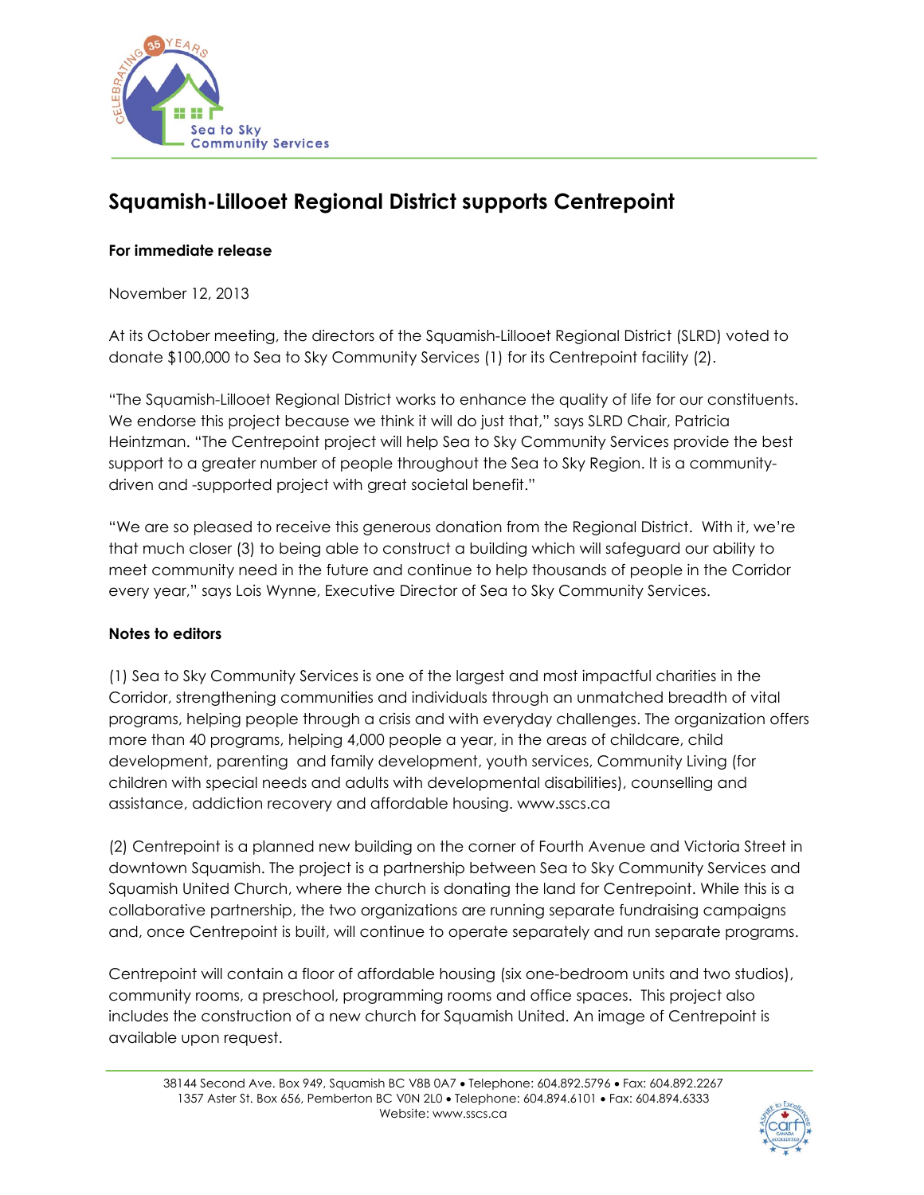# Squamish-Lillooet Regional District supports Centrepoint

**For immediate release**

November 12, 2013

At its October meeting, the directors of the Squamish-Lillooet Regional District (SLRD) voted to donate $100,000 to Sea to Sky Community Services (1) for its Centrepoint facility (2).

"The Squamish-Lillooet Regional District works to enhance the quality of life for our constituents. We endorse this project because we think it will do just that," says SLRD Chair, Patricia Heintzman. "The Centrepoint project will help Sea to Sky Community Services provide the best support to a greater number of people throughout the Sea to Sky Region. It is a community-driven and -supported project with great societal benefit."

"We are so pleased to receive this generous donation from the Regional District. With it, we're that much closer (3) to being able to construct a building which will safeguard our ability to meet community need in the future and continue to help thousands of people in the Corridor every year," says Lois Wynne, Executive Director of Sea to Sky Community Services.

**Notes to editors**

(1) Sea to Sky Community Services is one of the largest and most impactful charities in the Corridor, strengthening communities and individuals through an unmatched breadth of vital programs, helping people through a crisis and with everyday challenges. The organization offers more than 40 programs, helping 4,000 people a year, in the areas of childcare, child development, parenting and family development, youth services, Community Living (for children with special needs and adults with developmental disabilities), counselling and assistance, addiction recovery and affordable housing. www.sscs.ca

(2) Centrepoint is a planned new building on the corner of Fourth Avenue and Victoria Street in downtown Squamish. The project is a partnership between Sea to Sky Community Services and Squamish United Church, where the church is donating the land for Centrepoint. While this is a collaborative partnership, the two organizations are running separate fundraising campaigns and, once Centrepoint is built, will continue to operate separately and run separate programs.

Centrepoint will contain a floor of affordable housing (six one-bedroom units and two studios), community rooms, a preschool, programming rooms and office spaces. This project also includes the construction of a new church for Squamish United. An image of Centrepoint is available upon request.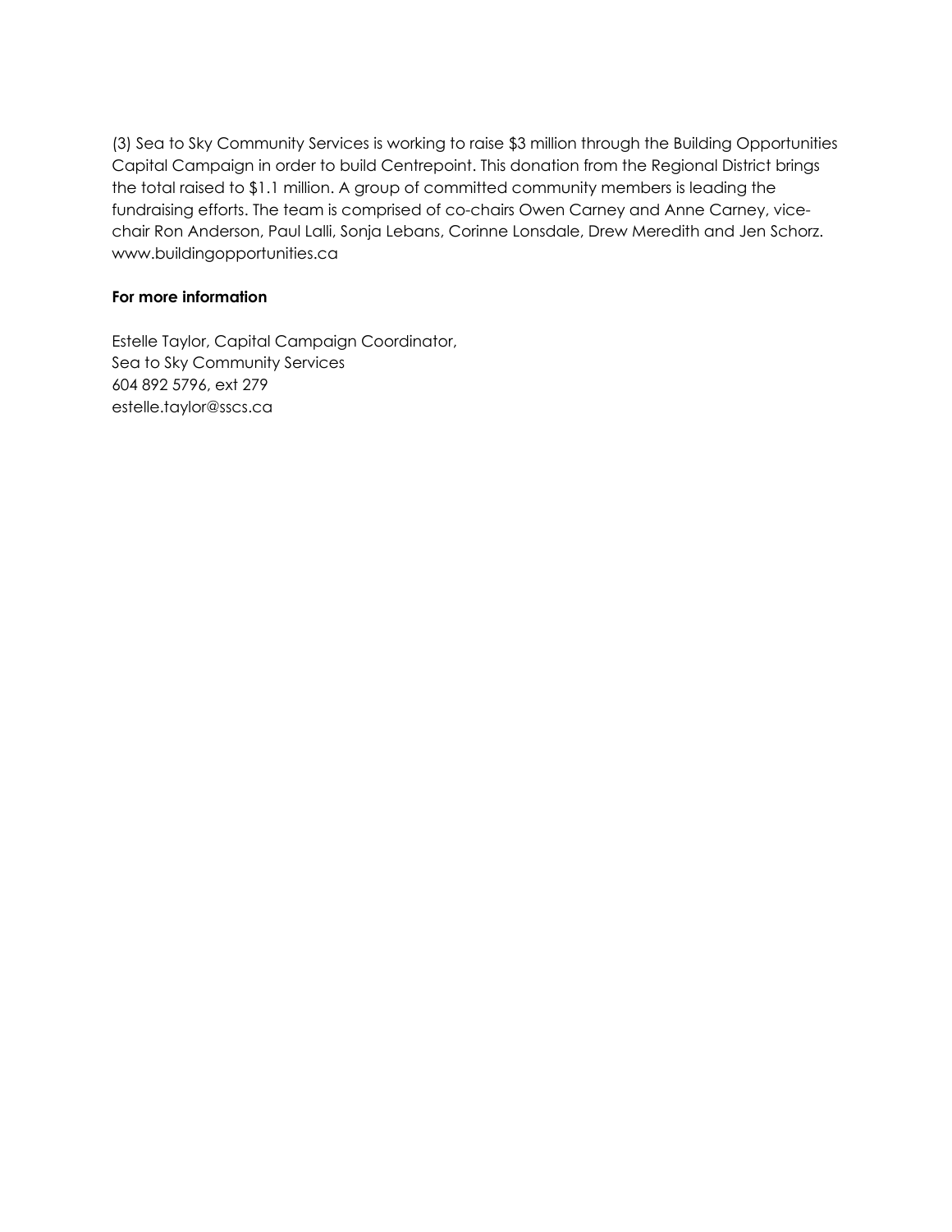(3) Sea to Sky Community Services is working to raise $3 million through the Building Opportunities Capital Campaign in order to build Centrepoint. This donation from the Regional District brings the total raised to $1.1 million. A group of committed community members is leading the fundraising efforts. The team is comprised of co-chairs Owen Carney and Anne Carney, vice-chair Ron Anderson, Paul Lalli, Sonja Lebans, Corinne Lonsdale, Drew Meredith and Jen Schorz. www.buildingopportunities.ca

**For more information**

Estelle Taylor, Capital Campaign Coordinator,
Sea to Sky Community Services
604 892 5796, ext 279
estelle.taylor@sscs.ca